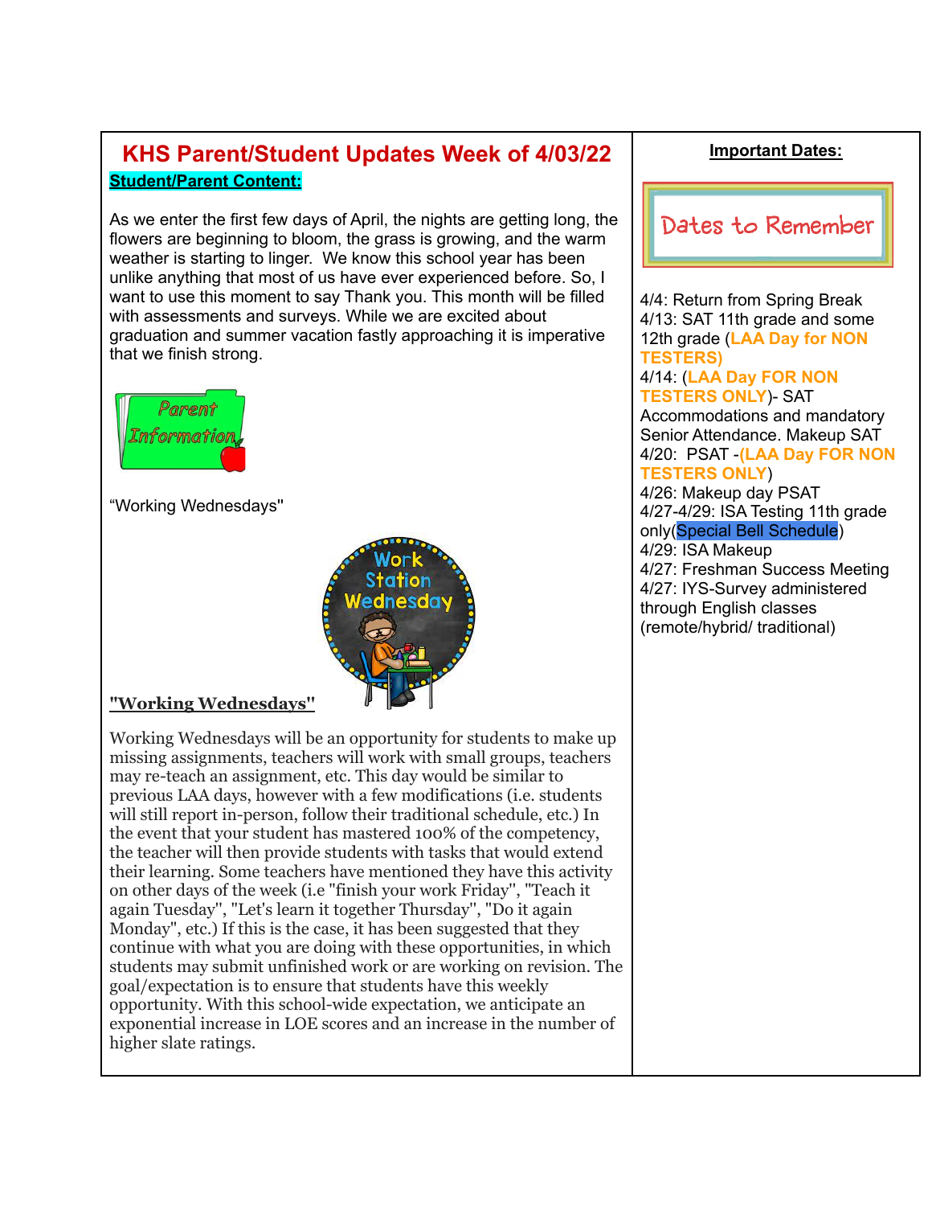# KHS Parent/Student Updates Week of 4/03/22

**Student/Parent Content:**

As we enter the first few days of April, the nights are getting long, the flowers are beginning to bloom, the grass is growing, and the warm weather is starting to linger. We know this school year has been unlike anything that most of us have ever experienced before. So, I want to use this moment to say Thank you. This month will be filled with assessments and surveys. While we are excited about graduation and summer vacation fastly approaching it is imperative that we finish strong.

Parent Information

"Working Wednesdays"

Work Station Wednesday

**"Working Wednesdays"**

Working Wednesdays will be an opportunity for students to make up missing assignments, teachers will work with small groups, teachers may re-teach an assignment, etc. This day would be similar to previous LAA days, however with a few modifications (i.e. students will still report in-person, follow their traditional schedule, etc.) In the event that your student has mastered 100% of the competency, the teacher will then provide students with tasks that would extend their learning. Some teachers have mentioned they have this activity on other days of the week (i.e "finish your work Friday", "Teach it again Tuesday", "Let's learn it together Thursday", "Do it again Monday", etc.) If this is the case, it has been suggested that they continue with what you are doing with these opportunities, in which students may submit unfinished work or are working on revision. The goal/expectation is to ensure that students have this weekly opportunity. With this school-wide expectation, we anticipate an exponential increase in LOE scores and an increase in the number of higher slate ratings.

## Important Dates:

Dates to Remember

4/4: Return from Spring Break
4/13: SAT 11th grade and some 12th grade (**LAA Day for NON TESTERS)**
4/14: (**LAA Day FOR NON TESTERS ONLY**)- SAT Accommodations and mandatory Senior Attendance. Makeup SAT
4/20: PSAT -(**LAA Day FOR NON TESTERS ONLY**)
4/26: Makeup day PSAT
4/27-4/29: ISA Testing 11th grade only(Special Bell Schedule)
4/29: ISA Makeup
4/27: Freshman Success Meeting
4/27: IYS-Survey administered through English classes (remote/hybrid/ traditional)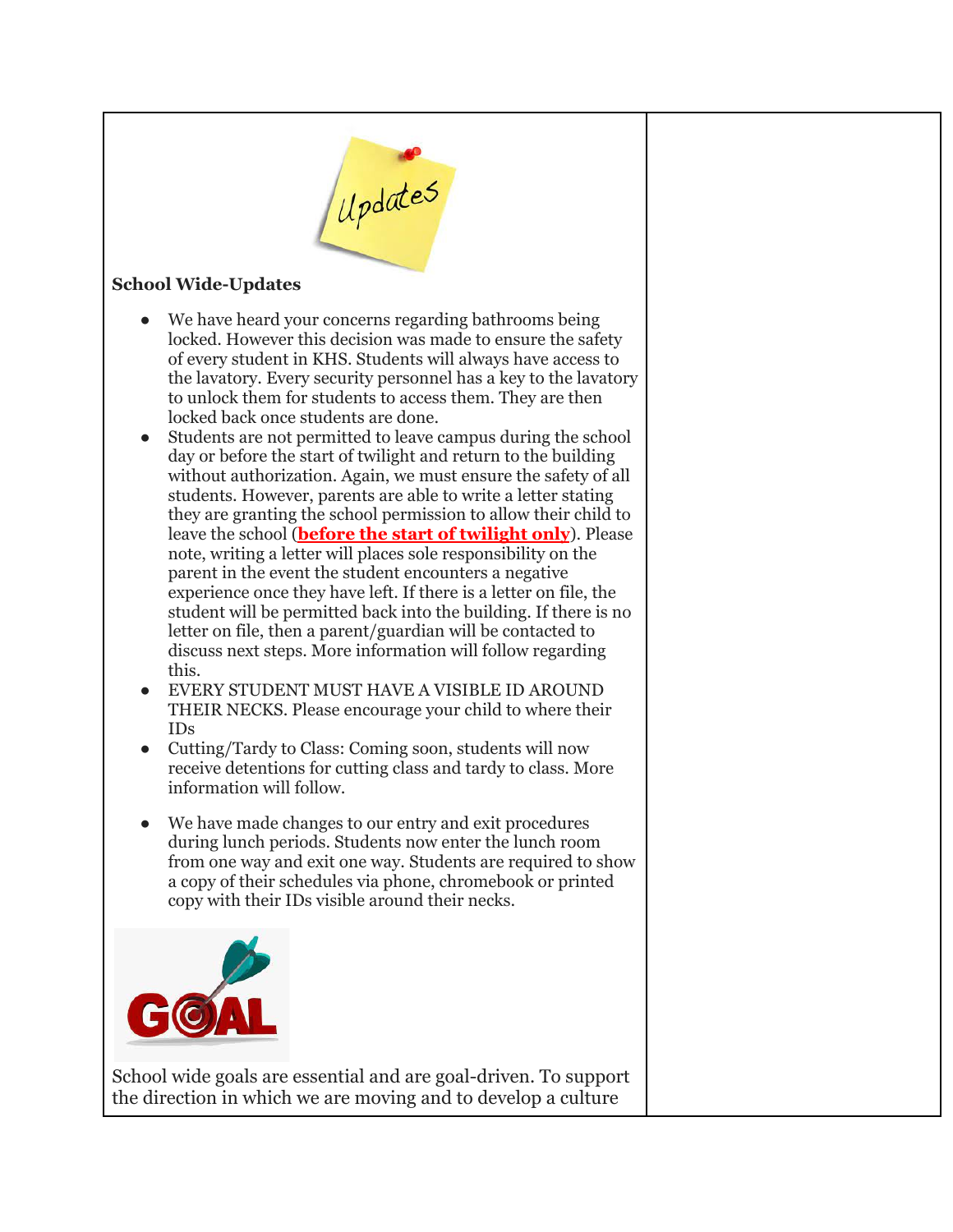**School Wide-Updates**

- We have heard your concerns regarding bathrooms being locked. However this decision was made to ensure the safety of every student in KHS. Students will always have access to the lavatory. Every security personnel has a key to the lavatory to unlock them for students to access them. They are then locked back once students are done.
- Students are not permitted to leave campus during the school day or before the start of twilight and return to the building without authorization. Again, we must ensure the safety of all students. However, parents are able to write a letter stating they are granting the school permission to allow their child to leave the school (**before the start of twilight only**). Please note, writing a letter will places sole responsibility on the parent in the event the student encounters a negative experience once they have left. If there is a letter on file, the student will be permitted back into the building. If there is no letter on file, then a parent/guardian will be contacted to discuss next steps. More information will follow regarding this.
- EVERY STUDENT MUST HAVE A VISIBLE ID AROUND THEIR NECKS. Please encourage your child to where their IDs
- Cutting/Tardy to Class: Coming soon, students will now receive detentions for cutting class and tardy to class. More information will follow.
- We have made changes to our entry and exit procedures during lunch periods. Students now enter the lunch room from one way and exit one way. Students are required to show a copy of their schedules via phone, chromebook or printed copy with their IDs visible around their necks.

School wide goals are essential and are goal-driven. To support the direction in which we are moving and to develop a culture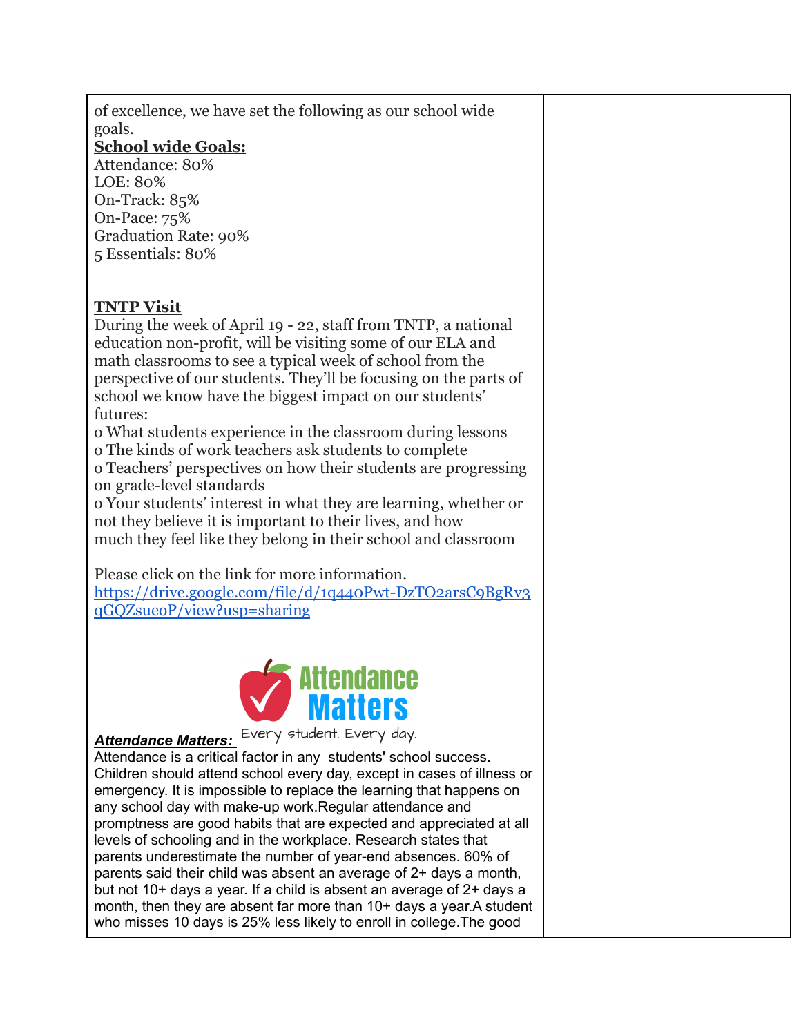of excellence, we have set the following as our school wide goals.

**School wide Goals:**
Attendance: 80%
LOE: 80%
On-Track: 85%
On-Pace: 75%
Graduation Rate: 90%
5 Essentials: 80%

**TNTP Visit**

During the week of April 19 - 22, staff from TNTP, a national education non-profit, will be visiting some of our ELA and math classrooms to see a typical week of school from the perspective of our students. They'll be focusing on the parts of school we know have the biggest impact on our students' futures:

- What students experience in the classroom during lessons
- The kinds of work teachers ask students to complete
- Teachers' perspectives on how their students are progressing on grade-level standards
- Your students' interest in what they are learning, whether or not they believe it is important to their lives, and how much they feel like they belong in their school and classroom

Please click on the link for more information.
https://drive.google.com/file/d/1q440Pwt-DzTO2arsC9BgRv3qGQZsueoP/view?usp=sharing

Attendance Matters
Every student. Every day.

***Attendance Matters:***

Attendance is a critical factor in any students' school success. Children should attend school every day, except in cases of illness or emergency. It is impossible to replace the learning that happens on any school day with make-up work.Regular attendance and promptness are good habits that are expected and appreciated at all levels of schooling and in the workplace. Research states that parents underestimate the number of year-end absences. 60% of parents said their child was absent an average of 2+ days a month, but not 10+ days a year. If a child is absent an average of 2+ days a month, then they are absent far more than 10+ days a year.A student who misses 10 days is 25% less likely to enroll in college.The good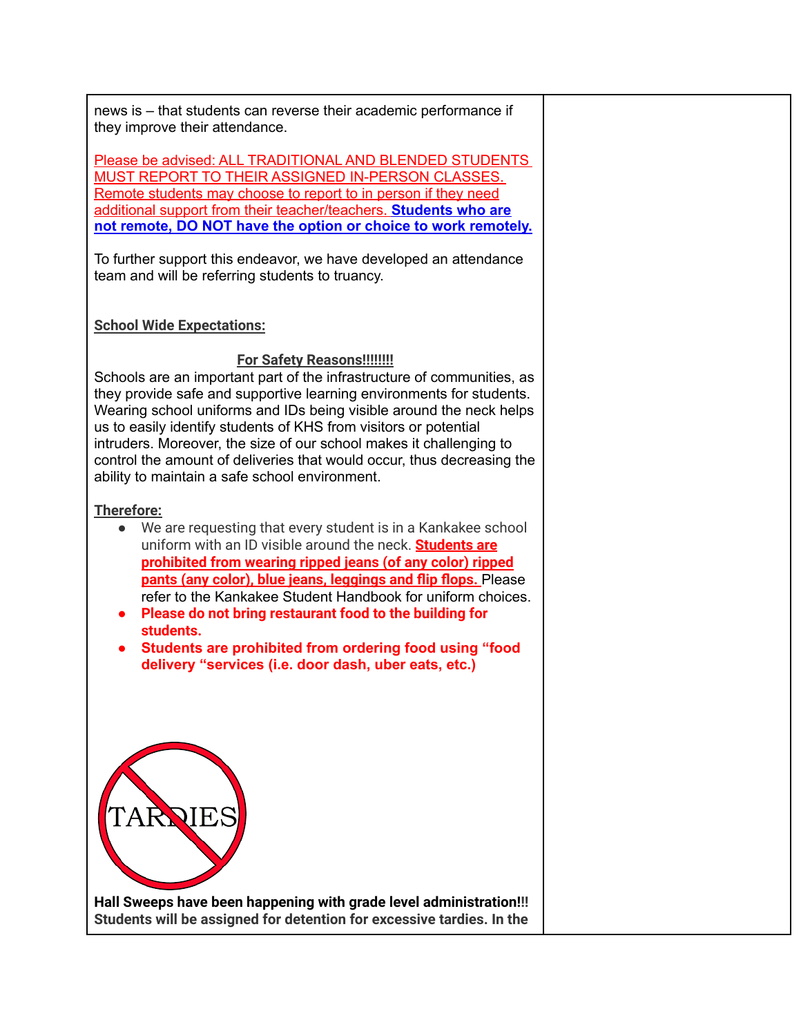news is – that students can reverse their academic performance if they improve their attendance.

Please be advised: ALL TRADITIONAL AND BLENDED STUDENTS MUST REPORT TO THEIR ASSIGNED IN-PERSON CLASSES. Remote students may choose to report to in person if they need additional support from their teacher/teachers. **Students who are not remote, DO NOT have the option or choice to work remotely.**

To further support this endeavor, we have developed an attendance team and will be referring students to truancy.

**School Wide Expectations:**

**For Safety Reasons!!!!!!!!**

Schools are an important part of the infrastructure of communities, as they provide safe and supportive learning environments for students. Wearing school uniforms and IDs being visible around the neck helps us to easily identify students of KHS from visitors or potential intruders. Moreover, the size of our school makes it challenging to control the amount of deliveries that would occur, thus decreasing the ability to maintain a safe school environment.

**Therefore:**

- We are requesting that every student is in a Kankakee school uniform with an ID visible around the neck. **Students are prohibited from wearing ripped jeans (of any color) ripped pants (any color), blue jeans, leggings and flip flops.** Please refer to the Kankakee Student Handbook for uniform choices.
- **Please do not bring restaurant food to the building for students.**
- **Students are prohibited from ordering food using "food delivery "services (i.e. door dash, uber eats, etc.)**

TARDIES

**Hall Sweeps have been happening with grade level administration!!!**
**Students will be assigned for detention for excessive tardies. In the**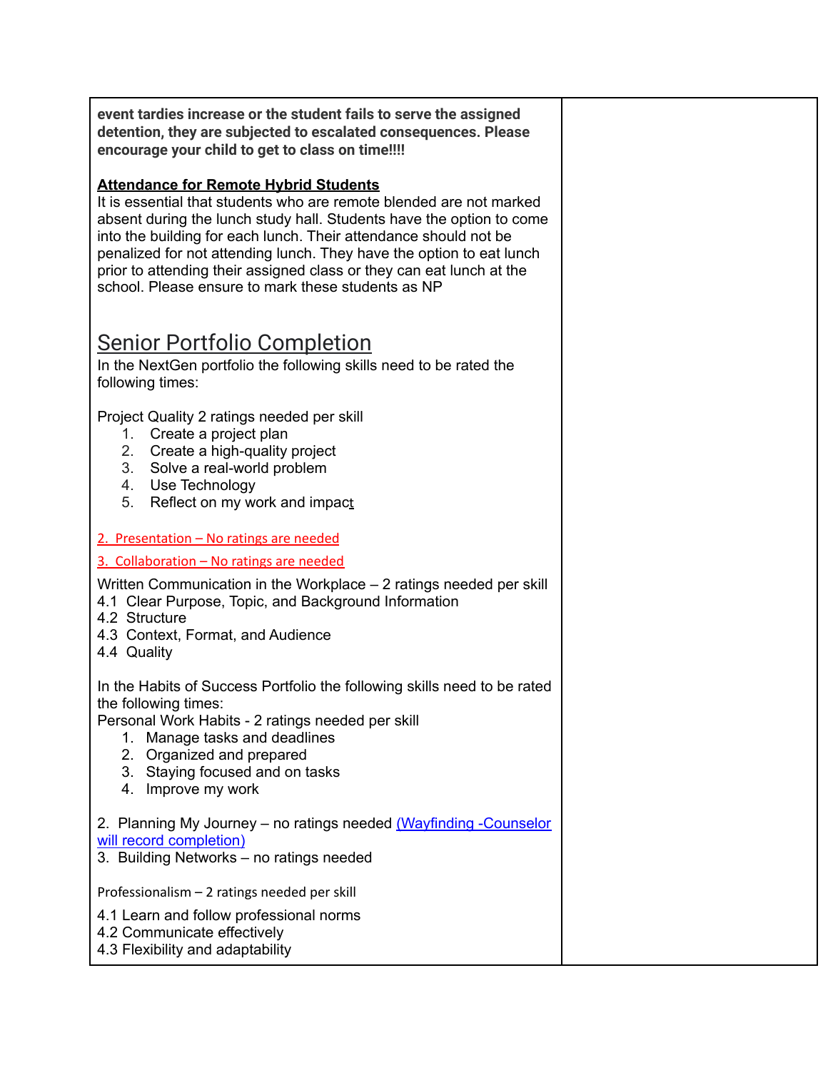**event tardies increase or the student fails to serve the assigned detention, they are subjected to escalated consequences. Please encourage your child to get to class on time!!!!**

**Attendance for Remote Hybrid Students**

It is essential that students who are remote blended are not marked absent during the lunch study hall. Students have the option to come into the building for each lunch. Their attendance should not be penalized for not attending lunch. They have the option to eat lunch prior to attending their assigned class or they can eat lunch at the school. Please ensure to mark these students as NP

## Senior Portfolio Completion

In the NextGen portfolio the following skills need to be rated the following times:

Project Quality 2 ratings needed per skill

1. Create a project plan
2. Create a high-quality project
3. Solve a real-world problem
4. Use Technology
5. Reflect on my work and impact

2. Presentation – No ratings are needed

3. Collaboration – No ratings are needed

Written Communication in the Workplace – 2 ratings needed per skill

4.1 Clear Purpose, Topic, and Background Information
4.2 Structure
4.3 Context, Format, and Audience
4.4 Quality

In the Habits of Success Portfolio the following skills need to be rated the following times:

Personal Work Habits - 2 ratings needed per skill

1. Manage tasks and deadlines
2. Organized and prepared
3. Staying focused and on tasks
4. Improve my work

2. Planning My Journey – no ratings needed (Wayfinding -Counselor will record completion)

3. Building Networks – no ratings needed

Professionalism – 2 ratings needed per skill

4.1 Learn and follow professional norms
4.2 Communicate effectively
4.3 Flexibility and adaptability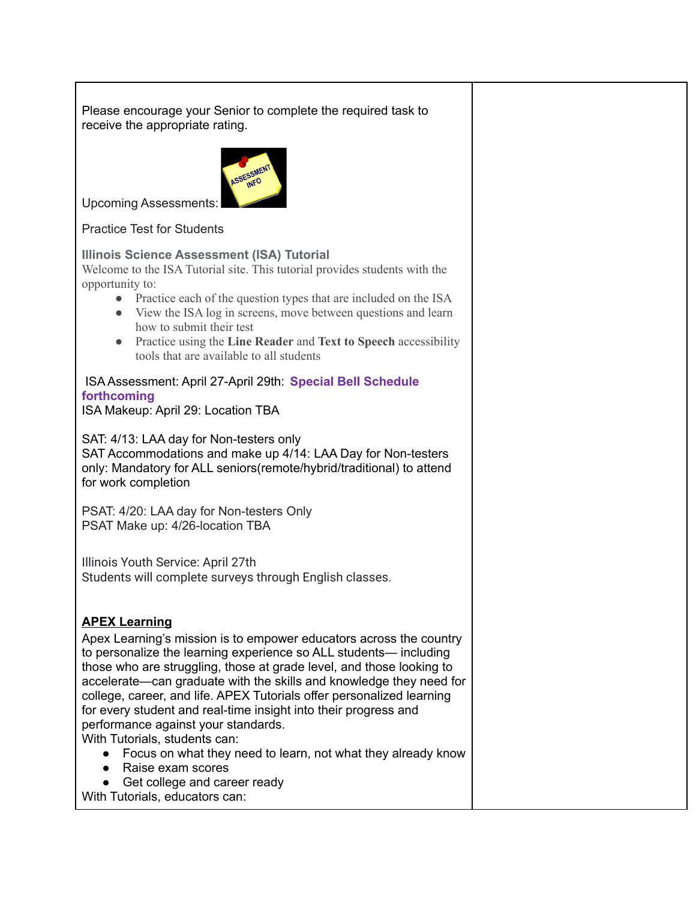Please encourage your Senior to complete the required task to receive the appropriate rating.

Upcoming Assessments:

Practice Test for Students

**Illinois Science Assessment (ISA) Tutorial**

Welcome to the ISA Tutorial site. This tutorial provides students with the opportunity to:

- Practice each of the question types that are included on the ISA
- View the ISA log in screens, move between questions and learn how to submit their test
- Practice using the **Line Reader** and **Text to Speech** accessibility tools that are available to all students

ISA Assessment: April 27-April 29th: **Special Bell Schedule forthcoming**
ISA Makeup: April 29: Location TBA

SAT: 4/13: LAA day for Non-testers only
SAT Accommodations and make up 4/14: LAA Day for Non-testers only: Mandatory for ALL seniors(remote/hybrid/traditional) to attend for work completion

PSAT: 4/20: LAA day for Non-testers Only
PSAT Make up: 4/26-location TBA

Illinois Youth Service: April 27th
Students will complete surveys through English classes.

**APEX Learning**

Apex Learning's mission is to empower educators across the country to personalize the learning experience so ALL students— including those who are struggling, those at grade level, and those looking to accelerate—can graduate with the skills and knowledge they need for college, career, and life. APEX Tutorials offer personalized learning for every student and real-time insight into their progress and performance against your standards.

With Tutorials, students can:

- Focus on what they need to learn, not what they already know
- Raise exam scores
- Get college and career ready

With Tutorials, educators can: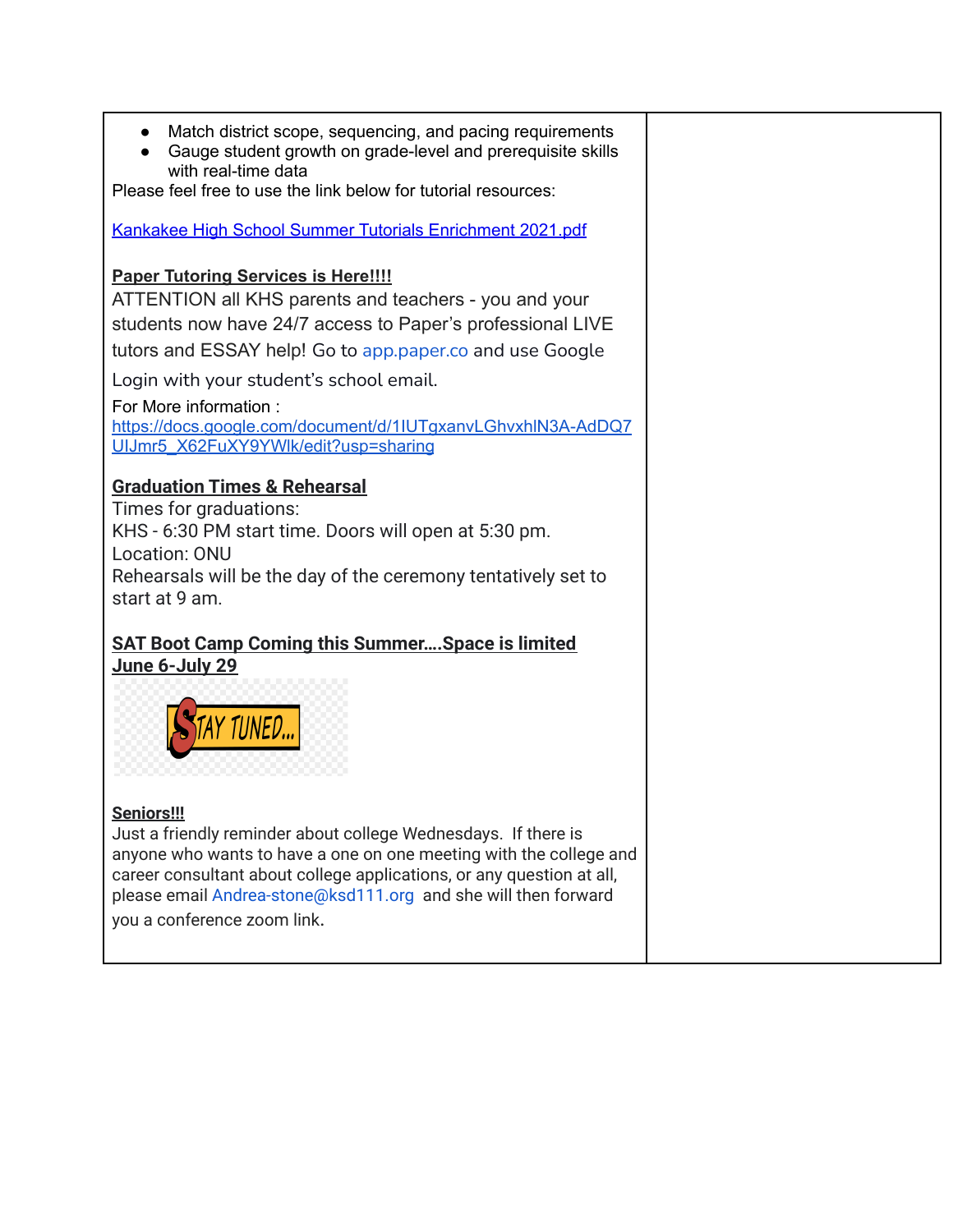- Match district scope, sequencing, and pacing requirements
- Gauge student growth on grade-level and prerequisite skills with real-time data

Please feel free to use the link below for tutorial resources:

[Kankakee High School Summer Tutorials Enrichment 2021.pdf]()

**Paper Tutoring Services is Here!!!!**

ATTENTION all KHS parents and teachers - you and your students now have 24/7 access to Paper's professional LIVE tutors and ESSAY help! Go to app.paper.co and use Google Login with your student's school email.

For More information : https://docs.google.com/document/d/1IUTgxanvLGhvxhlN3A-AdDQ7UIJmr5_X62FuXY9YWlk/edit?usp=sharing

**Graduation Times & Rehearsal**

Times for graduations:
KHS - 6:30 PM start time. Doors will open at 5:30 pm.
Location: ONU
Rehearsals will be the day of the ceremony tentatively set to start at 9 am.

**SAT Boot Camp Coming this Summer....Space is limited June 6-July 29**

STAY TUNED...

**Seniors!!!**

Just a friendly reminder about college Wednesdays. If there is anyone who wants to have a one on one meeting with the college and career consultant about college applications, or any question at all, please email Andrea-stone@ksd111.org and she will then forward you a conference zoom link.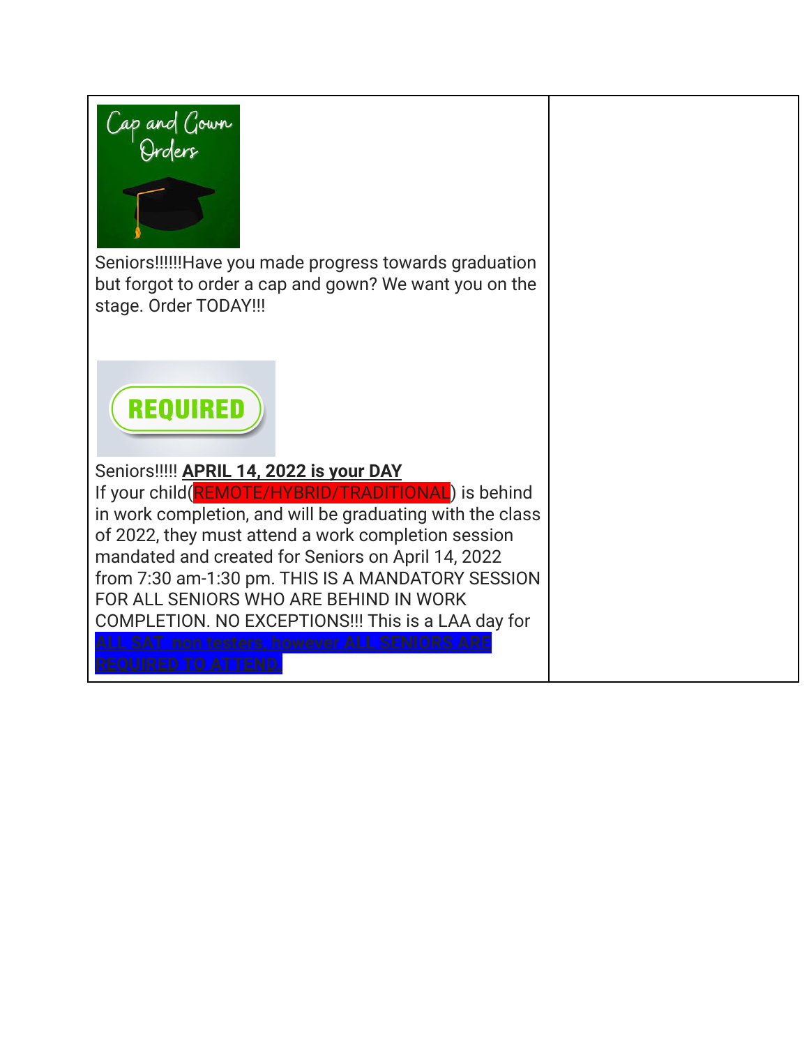| | |
|---|---|
| Cap and Gown Orders<br><br>Seniors!!!!!!Have you made progress towards graduation but forgot to order a cap and gown? We want you on the stage. Order TODAY!!!<br><br>REQUIRED<br><br>Seniors!!!!! **APRIL 14, 2022 is your DAY**<br>If your child(REMOTE/HYBRID/TRADITIONAL) is behind in work completion, and will be graduating with the class of 2022, they must attend a work completion session mandated and created for Seniors on April 14, 2022 from 7:30 am-1:30 pm. THIS IS A MANDATORY SESSION FOR ALL SENIORS WHO ARE BEHIND IN WORK COMPLETION. NO EXCEPTIONS!!! This is a LAA day for ALL SAT non testers, however ALL SENIORS ARE REQUIRED TO ATTEND. | |